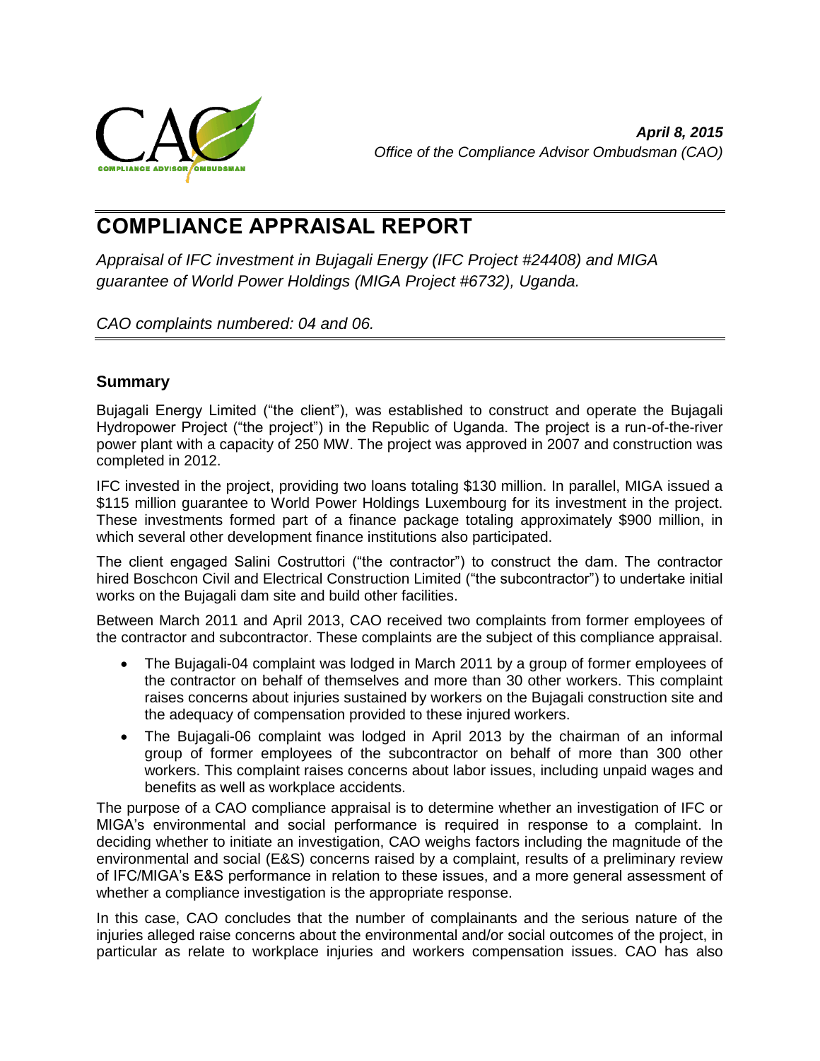*April 8, 2015*
*Office of the Compliance Advisor Ombudsman (CAO)*

# COMPLIANCE APPRAISAL REPORT

*Appraisal of IFC investment in Bujagali Energy (IFC Project #24408) and MIGA guarantee of World Power Holdings (MIGA Project #6732), Uganda.*

*CAO complaints numbered: 04 and 06.*

## Summary

Bujagali Energy Limited ("the client"), was established to construct and operate the Bujagali Hydropower Project ("the project") in the Republic of Uganda. The project is a run-of-the-river power plant with a capacity of 250 MW. The project was approved in 2007 and construction was completed in 2012.

IFC invested in the project, providing two loans totaling \$130 million. In parallel, MIGA issued a \$115 million guarantee to World Power Holdings Luxembourg for its investment in the project. These investments formed part of a finance package totaling approximately \$900 million, in which several other development finance institutions also participated.

The client engaged Salini Costruttori ("the contractor") to construct the dam. The contractor hired Boschcon Civil and Electrical Construction Limited ("the subcontractor") to undertake initial works on the Bujagali dam site and build other facilities.

Between March 2011 and April 2013, CAO received two complaints from former employees of the contractor and subcontractor. These complaints are the subject of this compliance appraisal.

- The Bujagali-04 complaint was lodged in March 2011 by a group of former employees of the contractor on behalf of themselves and more than 30 other workers. This complaint raises concerns about injuries sustained by workers on the Bujagali construction site and the adequacy of compensation provided to these injured workers.
- The Bujagali-06 complaint was lodged in April 2013 by the chairman of an informal group of former employees of the subcontractor on behalf of more than 300 other workers. This complaint raises concerns about labor issues, including unpaid wages and benefits as well as workplace accidents.

The purpose of a CAO compliance appraisal is to determine whether an investigation of IFC or MIGA's environmental and social performance is required in response to a complaint. In deciding whether to initiate an investigation, CAO weighs factors including the magnitude of the environmental and social (E&S) concerns raised by a complaint, results of a preliminary review of IFC/MIGA's E&S performance in relation to these issues, and a more general assessment of whether a compliance investigation is the appropriate response.

In this case, CAO concludes that the number of complainants and the serious nature of the injuries alleged raise concerns about the environmental and/or social outcomes of the project, in particular as relate to workplace injuries and workers compensation issues. CAO has also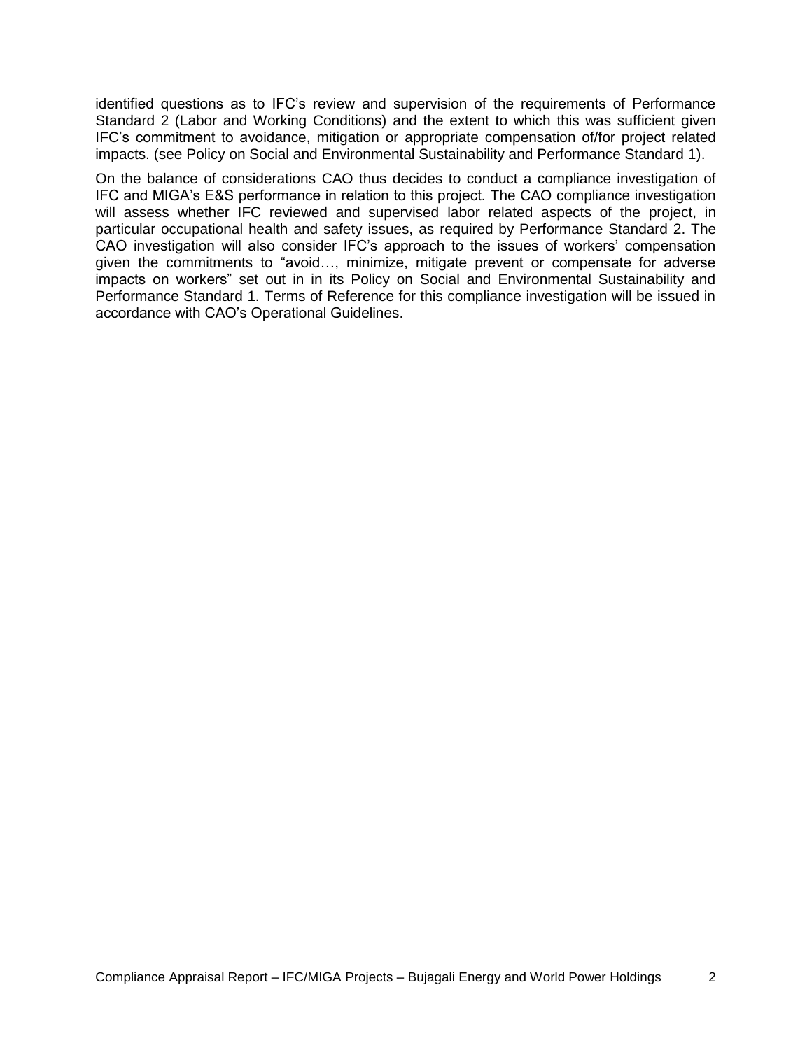identified questions as to IFC's review and supervision of the requirements of Performance Standard 2 (Labor and Working Conditions) and the extent to which this was sufficient given IFC's commitment to avoidance, mitigation or appropriate compensation of/for project related impacts. (see Policy on Social and Environmental Sustainability and Performance Standard 1).

On the balance of considerations CAO thus decides to conduct a compliance investigation of IFC and MIGA's E&S performance in relation to this project. The CAO compliance investigation will assess whether IFC reviewed and supervised labor related aspects of the project, in particular occupational health and safety issues, as required by Performance Standard 2. The CAO investigation will also consider IFC's approach to the issues of workers' compensation given the commitments to "avoid…, minimize, mitigate prevent or compensate for adverse impacts on workers" set out in in its Policy on Social and Environmental Sustainability and Performance Standard 1. Terms of Reference for this compliance investigation will be issued in accordance with CAO's Operational Guidelines.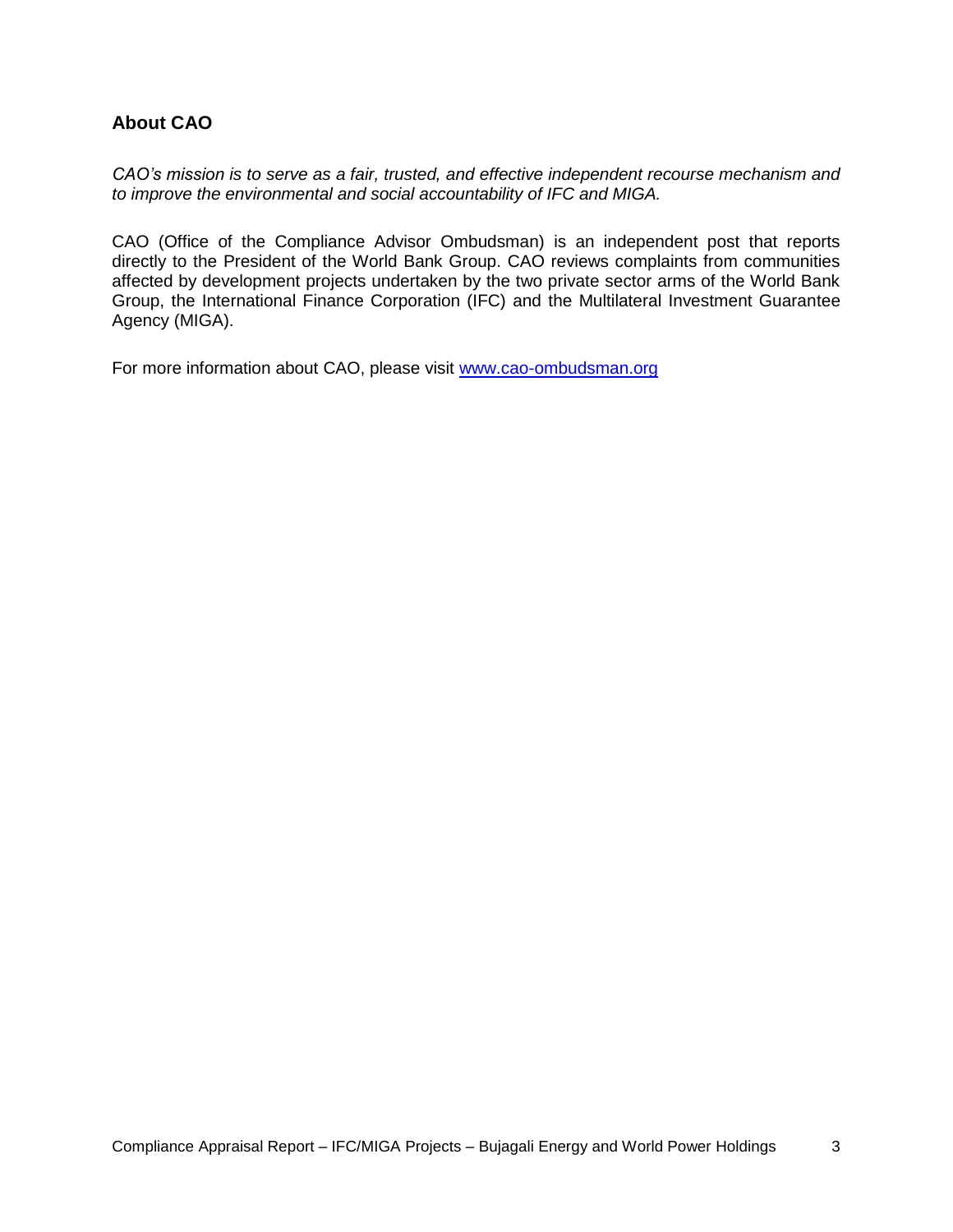## About CAO

*CAO's mission is to serve as a fair, trusted, and effective independent recourse mechanism and to improve the environmental and social accountability of IFC and MIGA.*

CAO (Office of the Compliance Advisor Ombudsman) is an independent post that reports directly to the President of the World Bank Group. CAO reviews complaints from communities affected by development projects undertaken by the two private sector arms of the World Bank Group, the International Finance Corporation (IFC) and the Multilateral Investment Guarantee Agency (MIGA).

For more information about CAO, please visit [www.cao-ombudsman.org](http://www.cao-ombudsman.org)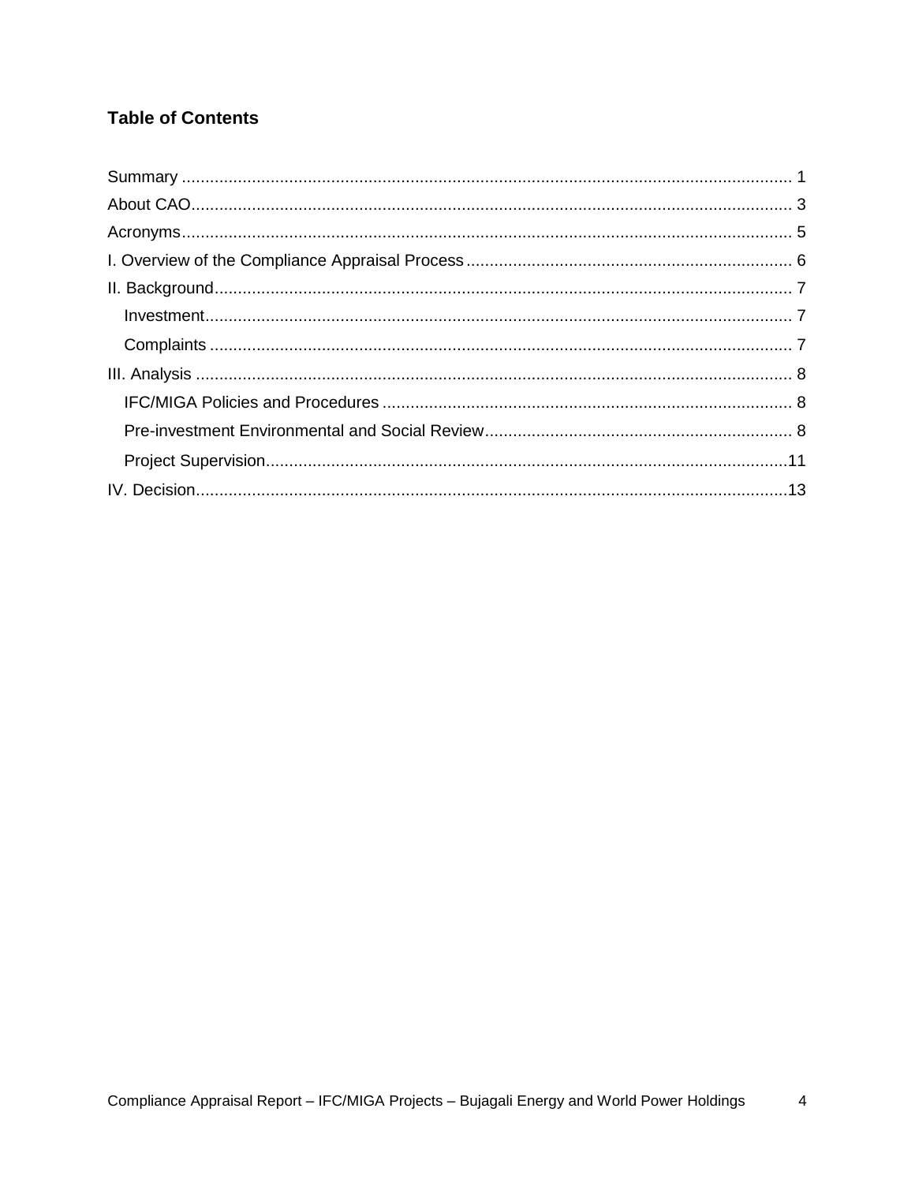## Table of Contents

Summary .......... 1
About CAO .......... 3
Acronyms .......... 5
I. Overview of the Compliance Appraisal Process .......... 6
II. Background .......... 7
  Investment .......... 7
  Complaints .......... 7
III. Analysis .......... 8
  IFC/MIGA Policies and Procedures .......... 8
  Pre-investment Environmental and Social Review .......... 8
  Project Supervision .......... 11
IV. Decision .......... 13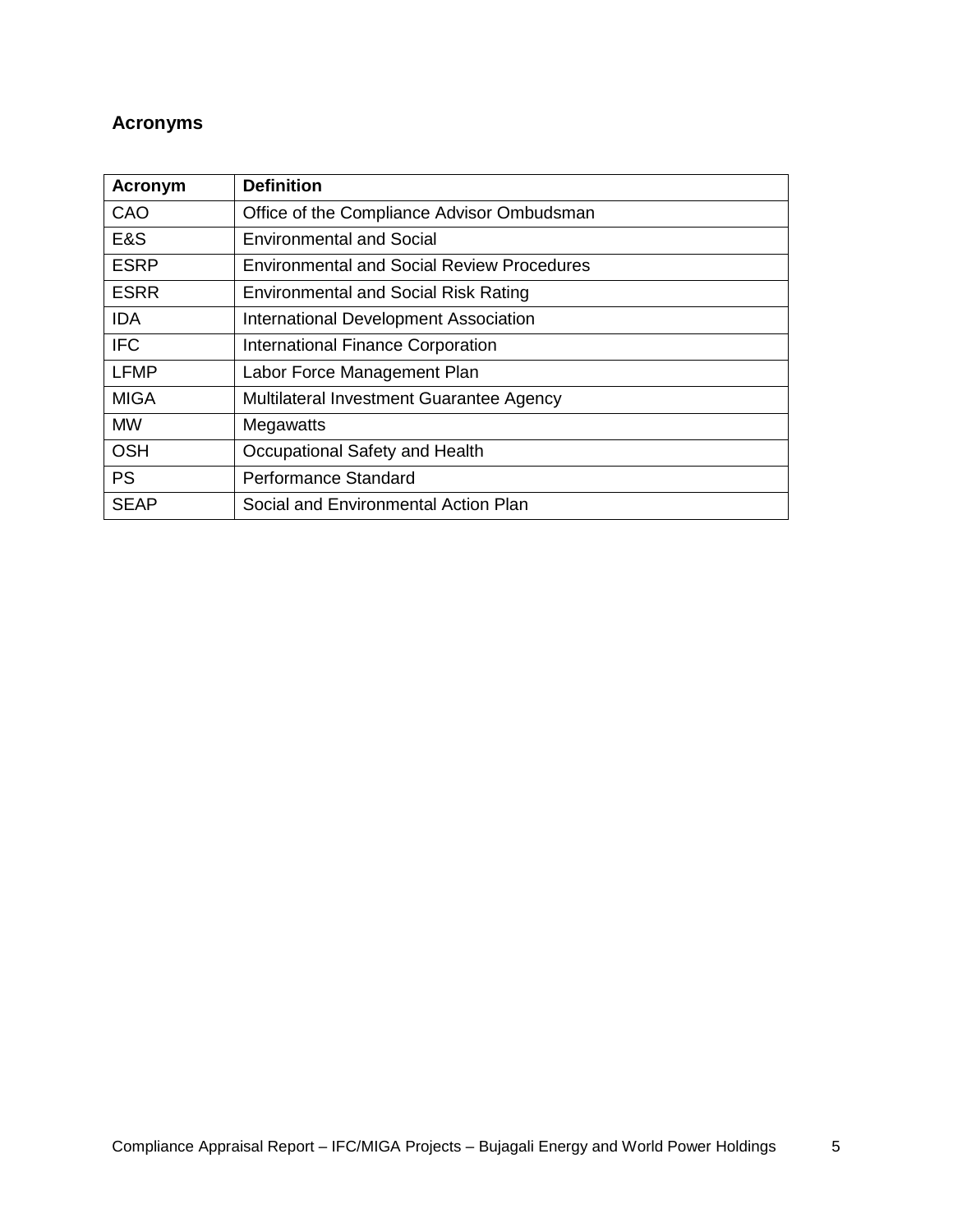## Acronyms

| Acronym | Definition |
|---|---|
| CAO | Office of the Compliance Advisor Ombudsman |
| E&S | Environmental and Social |
| ESRP | Environmental and Social Review Procedures |
| ESRR | Environmental and Social Risk Rating |
| IDA | International Development Association |
| IFC | International Finance Corporation |
| LFMP | Labor Force Management Plan |
| MIGA | Multilateral Investment Guarantee Agency |
| MW | Megawatts |
| OSH | Occupational Safety and Health |
| PS | Performance Standard |
| SEAP | Social and Environmental Action Plan |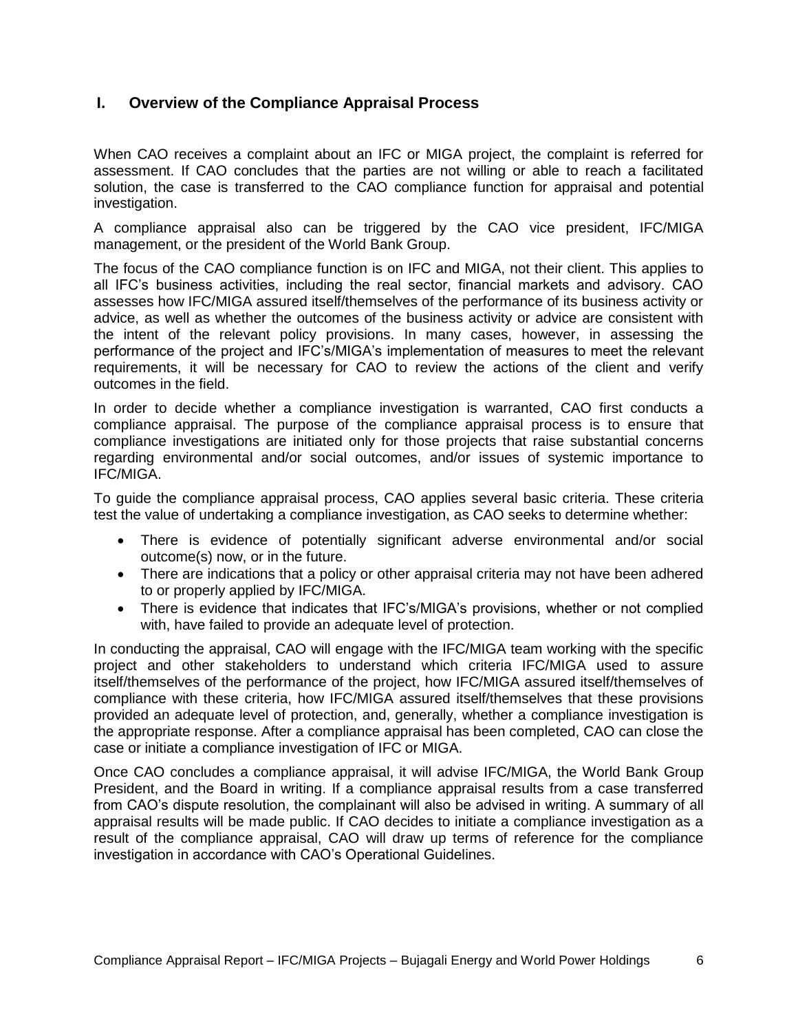## I. Overview of the Compliance Appraisal Process

When CAO receives a complaint about an IFC or MIGA project, the complaint is referred for assessment. If CAO concludes that the parties are not willing or able to reach a facilitated solution, the case is transferred to the CAO compliance function for appraisal and potential investigation.

A compliance appraisal also can be triggered by the CAO vice president, IFC/MIGA management, or the president of the World Bank Group.

The focus of the CAO compliance function is on IFC and MIGA, not their client. This applies to all IFC's business activities, including the real sector, financial markets and advisory. CAO assesses how IFC/MIGA assured itself/themselves of the performance of its business activity or advice, as well as whether the outcomes of the business activity or advice are consistent with the intent of the relevant policy provisions. In many cases, however, in assessing the performance of the project and IFC's/MIGA's implementation of measures to meet the relevant requirements, it will be necessary for CAO to review the actions of the client and verify outcomes in the field.

In order to decide whether a compliance investigation is warranted, CAO first conducts a compliance appraisal. The purpose of the compliance appraisal process is to ensure that compliance investigations are initiated only for those projects that raise substantial concerns regarding environmental and/or social outcomes, and/or issues of systemic importance to IFC/MIGA.

To guide the compliance appraisal process, CAO applies several basic criteria. These criteria test the value of undertaking a compliance investigation, as CAO seeks to determine whether:

- There is evidence of potentially significant adverse environmental and/or social outcome(s) now, or in the future.
- There are indications that a policy or other appraisal criteria may not have been adhered to or properly applied by IFC/MIGA.
- There is evidence that indicates that IFC's/MIGA's provisions, whether or not complied with, have failed to provide an adequate level of protection.

In conducting the appraisal, CAO will engage with the IFC/MIGA team working with the specific project and other stakeholders to understand which criteria IFC/MIGA used to assure itself/themselves of the performance of the project, how IFC/MIGA assured itself/themselves of compliance with these criteria, how IFC/MIGA assured itself/themselves that these provisions provided an adequate level of protection, and, generally, whether a compliance investigation is the appropriate response. After a compliance appraisal has been completed, CAO can close the case or initiate a compliance investigation of IFC or MIGA.

Once CAO concludes a compliance appraisal, it will advise IFC/MIGA, the World Bank Group President, and the Board in writing. If a compliance appraisal results from a case transferred from CAO's dispute resolution, the complainant will also be advised in writing. A summary of all appraisal results will be made public. If CAO decides to initiate a compliance investigation as a result of the compliance appraisal, CAO will draw up terms of reference for the compliance investigation in accordance with CAO's Operational Guidelines.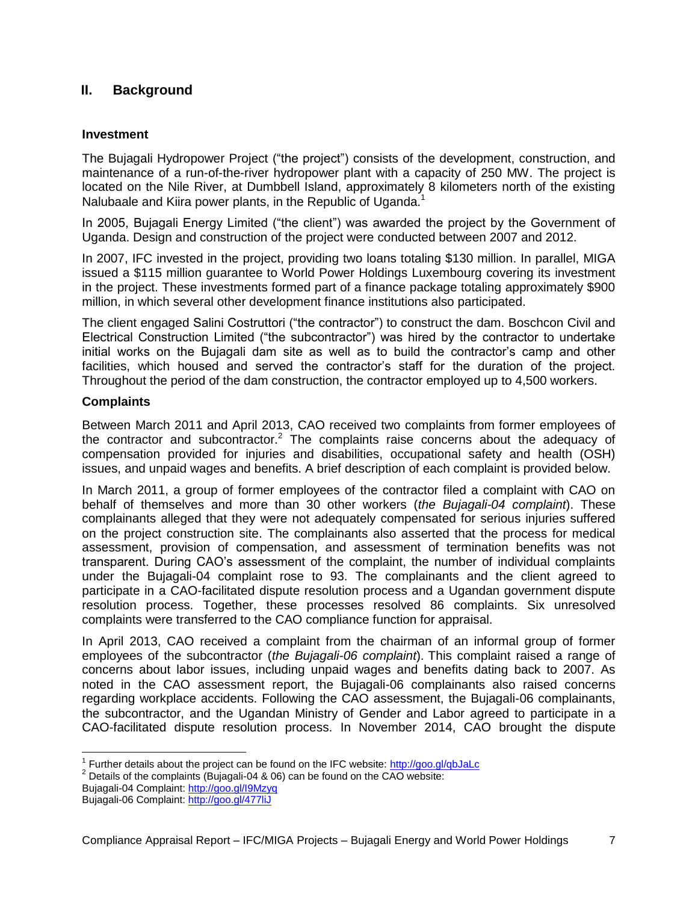## II. Background

### Investment

The Bujagali Hydropower Project ("the project") consists of the development, construction, and maintenance of a run-of-the-river hydropower plant with a capacity of 250 MW. The project is located on the Nile River, at Dumbbell Island, approximately 8 kilometers north of the existing Nalubaale and Kiira power plants, in the Republic of Uganda.[1]

In 2005, Bujagali Energy Limited ("the client") was awarded the project by the Government of Uganda. Design and construction of the project were conducted between 2007 and 2012.

In 2007, IFC invested in the project, providing two loans totaling $130 million. In parallel, MIGA issued a $115 million guarantee to World Power Holdings Luxembourg covering its investment in the project. These investments formed part of a finance package totaling approximately $900 million, in which several other development finance institutions also participated.

The client engaged Salini Costruttori ("the contractor") to construct the dam. Boschcon Civil and Electrical Construction Limited ("the subcontractor") was hired by the contractor to undertake initial works on the Bujagali dam site as well as to build the contractor's camp and other facilities, which housed and served the contractor's staff for the duration of the project. Throughout the period of the dam construction, the contractor employed up to 4,500 workers.

### Complaints

Between March 2011 and April 2013, CAO received two complaints from former employees of the contractor and subcontractor.[2] The complaints raise concerns about the adequacy of compensation provided for injuries and disabilities, occupational safety and health (OSH) issues, and unpaid wages and benefits. A brief description of each complaint is provided below.

In March 2011, a group of former employees of the contractor filed a complaint with CAO on behalf of themselves and more than 30 other workers (*the Bujagali-04 complaint*). These complainants alleged that they were not adequately compensated for serious injuries suffered on the project construction site. The complainants also asserted that the process for medical assessment, provision of compensation, and assessment of termination benefits was not transparent. During CAO's assessment of the complaint, the number of individual complaints under the Bujagali-04 complaint rose to 93. The complainants and the client agreed to participate in a CAO-facilitated dispute resolution process and a Ugandan government dispute resolution process. Together, these processes resolved 86 complaints. Six unresolved complaints were transferred to the CAO compliance function for appraisal.

In April 2013, CAO received a complaint from the chairman of an informal group of former employees of the subcontractor (*the Bujagali-06 complaint*). This complaint raised a range of concerns about labor issues, including unpaid wages and benefits dating back to 2007. As noted in the CAO assessment report, the Bujagali-06 complainants also raised concerns regarding workplace accidents. Following the CAO assessment, the Bujagali-06 complainants, the subcontractor, and the Ugandan Ministry of Gender and Labor agreed to participate in a CAO-facilitated dispute resolution process. In November 2014, CAO brought the dispute

---

[1] Further details about the project can be found on the IFC website: http://goo.gl/qbJaLc

[2] Details of the complaints (Bujagali-04 & 06) can be found on the CAO website:
Bujagali-04 Complaint: http://goo.gl/I9Mzyq
Bujagali-06 Complaint: http://goo.gl/477liJ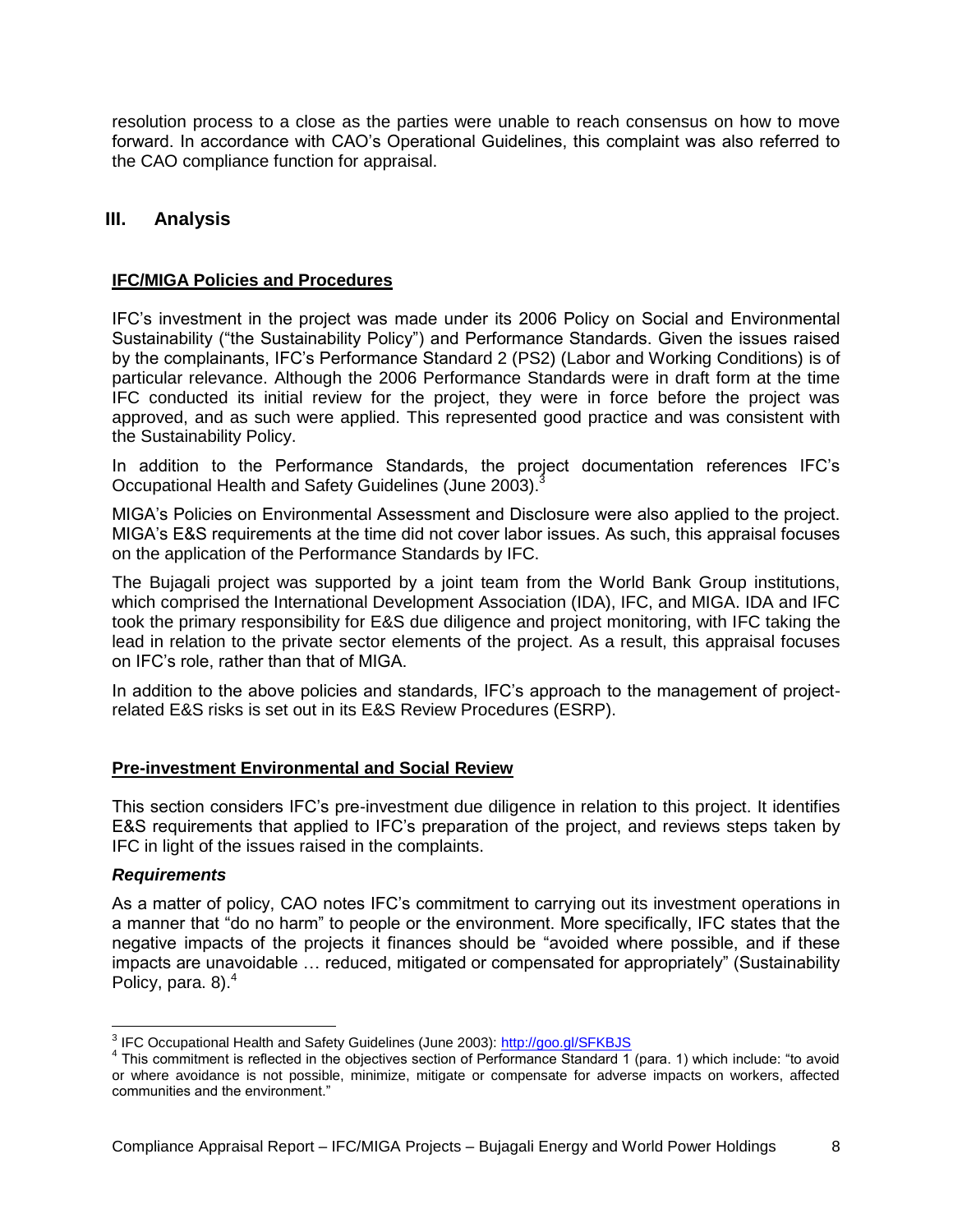resolution process to a close as the parties were unable to reach consensus on how to move forward. In accordance with CAO's Operational Guidelines, this complaint was also referred to the CAO compliance function for appraisal.

## III. Analysis

### IFC/MIGA Policies and Procedures

IFC's investment in the project was made under its 2006 Policy on Social and Environmental Sustainability ("the Sustainability Policy") and Performance Standards. Given the issues raised by the complainants, IFC's Performance Standard 2 (PS2) (Labor and Working Conditions) is of particular relevance. Although the 2006 Performance Standards were in draft form at the time IFC conducted its initial review for the project, they were in force before the project was approved, and as such were applied. This represented good practice and was consistent with the Sustainability Policy.

In addition to the Performance Standards, the project documentation references IFC's Occupational Health and Safety Guidelines (June 2003).[3]

MIGA's Policies on Environmental Assessment and Disclosure were also applied to the project. MIGA's E&S requirements at the time did not cover labor issues. As such, this appraisal focuses on the application of the Performance Standards by IFC.

The Bujagali project was supported by a joint team from the World Bank Group institutions, which comprised the International Development Association (IDA), IFC, and MIGA. IDA and IFC took the primary responsibility for E&S due diligence and project monitoring, with IFC taking the lead in relation to the private sector elements of the project. As a result, this appraisal focuses on IFC's role, rather than that of MIGA.

In addition to the above policies and standards, IFC's approach to the management of project-related E&S risks is set out in its E&S Review Procedures (ESRP).

### Pre-investment Environmental and Social Review

This section considers IFC's pre-investment due diligence in relation to this project. It identifies E&S requirements that applied to IFC's preparation of the project, and reviews steps taken by IFC in light of the issues raised in the complaints.

#### *Requirements*

As a matter of policy, CAO notes IFC's commitment to carrying out its investment operations in a manner that "do no harm" to people or the environment. More specifically, IFC states that the negative impacts of the projects it finances should be "avoided where possible, and if these impacts are unavoidable … reduced, mitigated or compensated for appropriately" (Sustainability Policy, para. 8).[4]

---

[3] IFC Occupational Health and Safety Guidelines (June 2003): http://goo.gl/SFKBJS

[4] This commitment is reflected in the objectives section of Performance Standard 1 (para. 1) which include: "to avoid or where avoidance is not possible, minimize, mitigate or compensate for adverse impacts on workers, affected communities and the environment."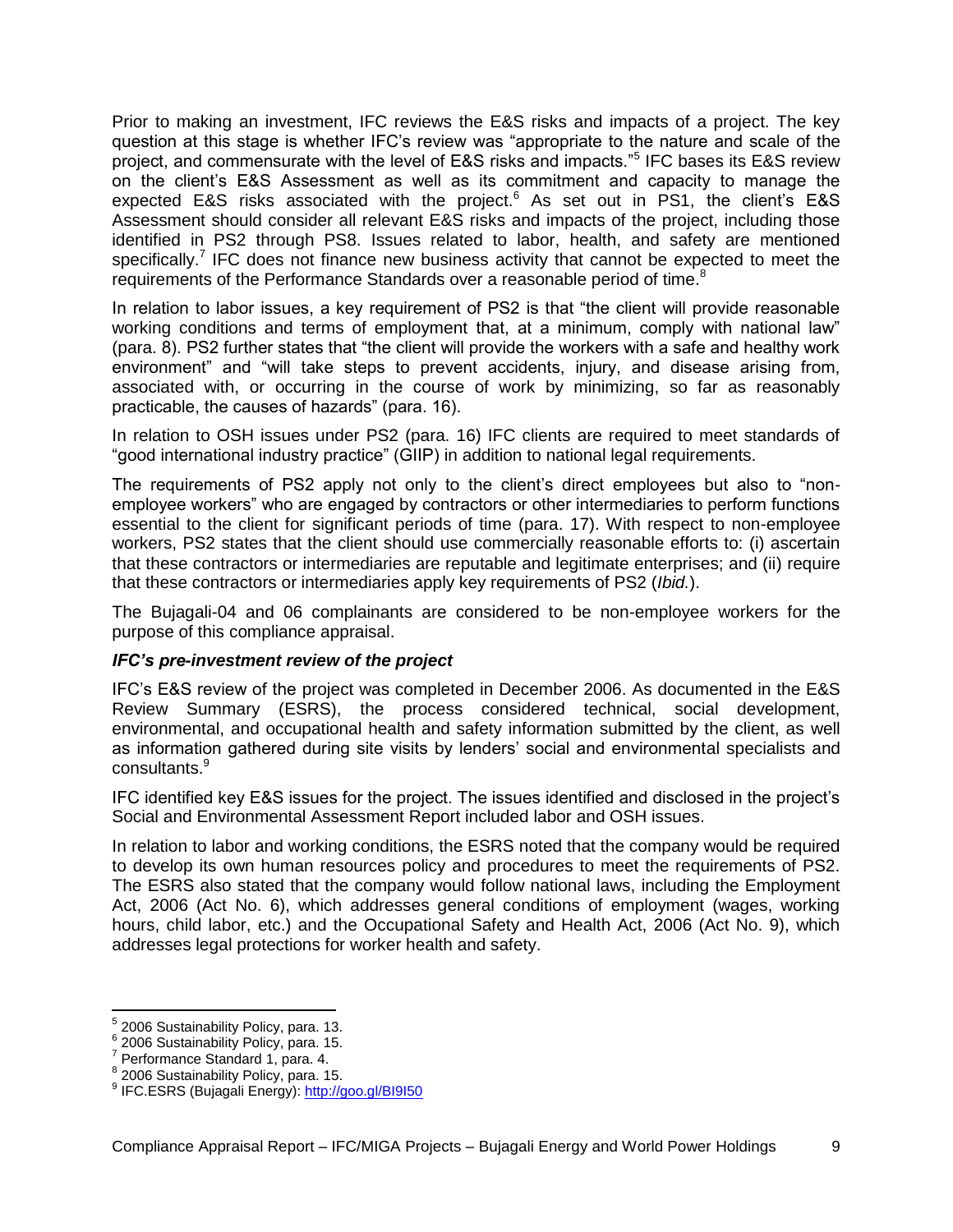Prior to making an investment, IFC reviews the E&S risks and impacts of a project. The key question at this stage is whether IFC's review was "appropriate to the nature and scale of the project, and commensurate with the level of E&S risks and impacts."[5] IFC bases its E&S review on the client's E&S Assessment as well as its commitment and capacity to manage the expected E&S risks associated with the project.[6] As set out in PS1, the client's E&S Assessment should consider all relevant E&S risks and impacts of the project, including those identified in PS2 through PS8. Issues related to labor, health, and safety are mentioned specifically.[7] IFC does not finance new business activity that cannot be expected to meet the requirements of the Performance Standards over a reasonable period of time.[8]

In relation to labor issues, a key requirement of PS2 is that "the client will provide reasonable working conditions and terms of employment that, at a minimum, comply with national law" (para. 8). PS2 further states that "the client will provide the workers with a safe and healthy work environment" and "will take steps to prevent accidents, injury, and disease arising from, associated with, or occurring in the course of work by minimizing, so far as reasonably practicable, the causes of hazards" (para. 16).

In relation to OSH issues under PS2 (para. 16) IFC clients are required to meet standards of "good international industry practice" (GIIP) in addition to national legal requirements.

The requirements of PS2 apply not only to the client's direct employees but also to "non-employee workers" who are engaged by contractors or other intermediaries to perform functions essential to the client for significant periods of time (para. 17). With respect to non-employee workers, PS2 states that the client should use commercially reasonable efforts to: (i) ascertain that these contractors or intermediaries are reputable and legitimate enterprises; and (ii) require that these contractors or intermediaries apply key requirements of PS2 (*Ibid.*).

The Bujagali-04 and 06 complainants are considered to be non-employee workers for the purpose of this compliance appraisal.

### *IFC's pre-investment review of the project*

IFC's E&S review of the project was completed in December 2006. As documented in the E&S Review Summary (ESRS), the process considered technical, social development, environmental, and occupational health and safety information submitted by the client, as well as information gathered during site visits by lenders' social and environmental specialists and consultants.[9]

IFC identified key E&S issues for the project. The issues identified and disclosed in the project's Social and Environmental Assessment Report included labor and OSH issues.

In relation to labor and working conditions, the ESRS noted that the company would be required to develop its own human resources policy and procedures to meet the requirements of PS2. The ESRS also stated that the company would follow national laws, including the Employment Act, 2006 (Act No. 6), which addresses general conditions of employment (wages, working hours, child labor, etc.) and the Occupational Safety and Health Act, 2006 (Act No. 9), which addresses legal protections for worker health and safety.

---

[5] 2006 Sustainability Policy, para. 13.

[6] 2006 Sustainability Policy, para. 15.

[7] Performance Standard 1, para. 4.

[8] 2006 Sustainability Policy, para. 15.

[9] IFC.ESRS (Bujagali Energy): http://goo.gl/BI9I50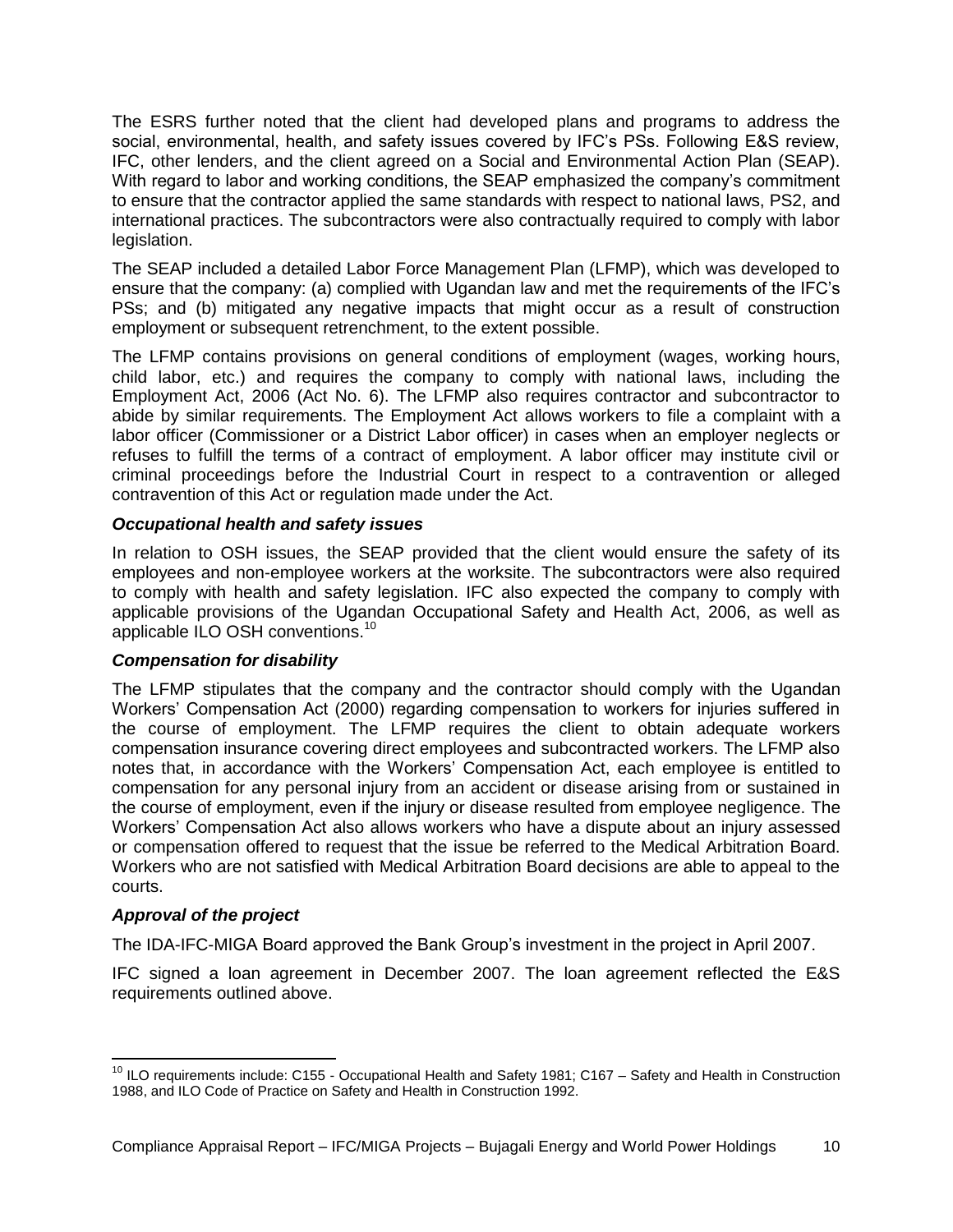The ESRS further noted that the client had developed plans and programs to address the social, environmental, health, and safety issues covered by IFC's PSs. Following E&S review, IFC, other lenders, and the client agreed on a Social and Environmental Action Plan (SEAP). With regard to labor and working conditions, the SEAP emphasized the company's commitment to ensure that the contractor applied the same standards with respect to national laws, PS2, and international practices. The subcontractors were also contractually required to comply with labor legislation.

The SEAP included a detailed Labor Force Management Plan (LFMP), which was developed to ensure that the company: (a) complied with Ugandan law and met the requirements of the IFC's PSs; and (b) mitigated any negative impacts that might occur as a result of construction employment or subsequent retrenchment, to the extent possible.

The LFMP contains provisions on general conditions of employment (wages, working hours, child labor, etc.) and requires the company to comply with national laws, including the Employment Act, 2006 (Act No. 6). The LFMP also requires contractor and subcontractor to abide by similar requirements. The Employment Act allows workers to file a complaint with a labor officer (Commissioner or a District Labor officer) in cases when an employer neglects or refuses to fulfill the terms of a contract of employment. A labor officer may institute civil or criminal proceedings before the Industrial Court in respect to a contravention or alleged contravention of this Act or regulation made under the Act.

### *Occupational health and safety issues*

In relation to OSH issues, the SEAP provided that the client would ensure the safety of its employees and non-employee workers at the worksite. The subcontractors were also required to comply with health and safety legislation. IFC also expected the company to comply with applicable provisions of the Ugandan Occupational Safety and Health Act, 2006, as well as applicable ILO OSH conventions.[10]

### *Compensation for disability*

The LFMP stipulates that the company and the contractor should comply with the Ugandan Workers' Compensation Act (2000) regarding compensation to workers for injuries suffered in the course of employment. The LFMP requires the client to obtain adequate workers compensation insurance covering direct employees and subcontracted workers. The LFMP also notes that, in accordance with the Workers' Compensation Act, each employee is entitled to compensation for any personal injury from an accident or disease arising from or sustained in the course of employment, even if the injury or disease resulted from employee negligence. The Workers' Compensation Act also allows workers who have a dispute about an injury assessed or compensation offered to request that the issue be referred to the Medical Arbitration Board. Workers who are not satisfied with Medical Arbitration Board decisions are able to appeal to the courts.

### *Approval of the project*

The IDA-IFC-MIGA Board approved the Bank Group's investment in the project in April 2007.

IFC signed a loan agreement in December 2007. The loan agreement reflected the E&S requirements outlined above.

---

[10] ILO requirements include: C155 - Occupational Health and Safety 1981; C167 – Safety and Health in Construction 1988, and ILO Code of Practice on Safety and Health in Construction 1992.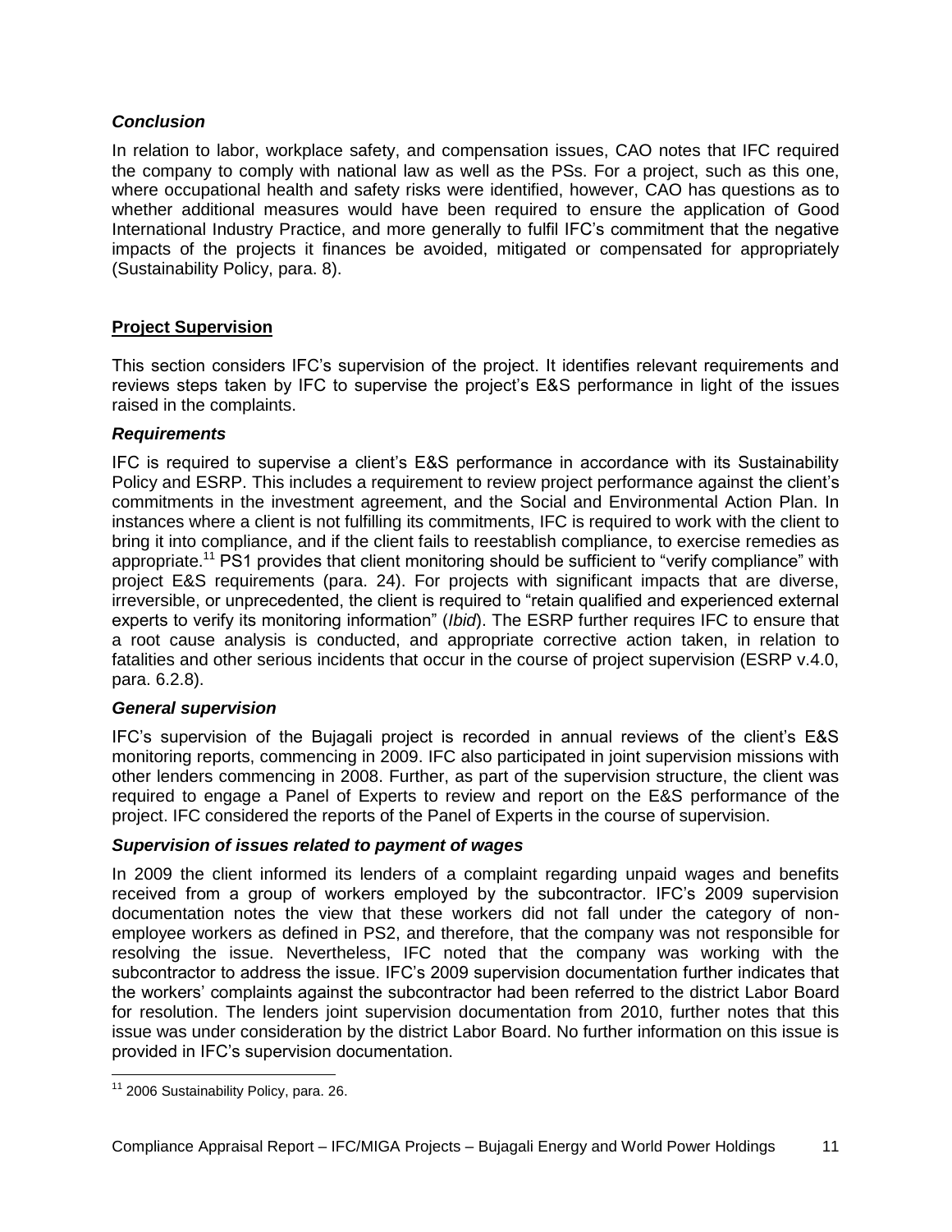### *Conclusion*

In relation to labor, workplace safety, and compensation issues, CAO notes that IFC required the company to comply with national law as well as the PSs. For a project, such as this one, where occupational health and safety risks were identified, however, CAO has questions as to whether additional measures would have been required to ensure the application of Good International Industry Practice, and more generally to fulfil IFC's commitment that the negative impacts of the projects it finances be avoided, mitigated or compensated for appropriately (Sustainability Policy, para. 8).

## **Project Supervision**

This section considers IFC's supervision of the project. It identifies relevant requirements and reviews steps taken by IFC to supervise the project's E&S performance in light of the issues raised in the complaints.

### *Requirements*

IFC is required to supervise a client's E&S performance in accordance with its Sustainability Policy and ESRP. This includes a requirement to review project performance against the client's commitments in the investment agreement, and the Social and Environmental Action Plan. In instances where a client is not fulfilling its commitments, IFC is required to work with the client to bring it into compliance, and if the client fails to reestablish compliance, to exercise remedies as appropriate.[11] PS1 provides that client monitoring should be sufficient to "verify compliance" with project E&S requirements (para. 24). For projects with significant impacts that are diverse, irreversible, or unprecedented, the client is required to "retain qualified and experienced external experts to verify its monitoring information" (*Ibid*). The ESRP further requires IFC to ensure that a root cause analysis is conducted, and appropriate corrective action taken, in relation to fatalities and other serious incidents that occur in the course of project supervision (ESRP v.4.0, para. 6.2.8).

### *General supervision*

IFC's supervision of the Bujagali project is recorded in annual reviews of the client's E&S monitoring reports, commencing in 2009. IFC also participated in joint supervision missions with other lenders commencing in 2008. Further, as part of the supervision structure, the client was required to engage a Panel of Experts to review and report on the E&S performance of the project. IFC considered the reports of the Panel of Experts in the course of supervision.

### *Supervision of issues related to payment of wages*

In 2009 the client informed its lenders of a complaint regarding unpaid wages and benefits received from a group of workers employed by the subcontractor. IFC's 2009 supervision documentation notes the view that these workers did not fall under the category of non-employee workers as defined in PS2, and therefore, that the company was not responsible for resolving the issue. Nevertheless, IFC noted that the company was working with the subcontractor to address the issue. IFC's 2009 supervision documentation further indicates that the workers' complaints against the subcontractor had been referred to the district Labor Board for resolution. The lenders joint supervision documentation from 2010, further notes that this issue was under consideration by the district Labor Board. No further information on this issue is provided in IFC's supervision documentation.

[11] 2006 Sustainability Policy, para. 26.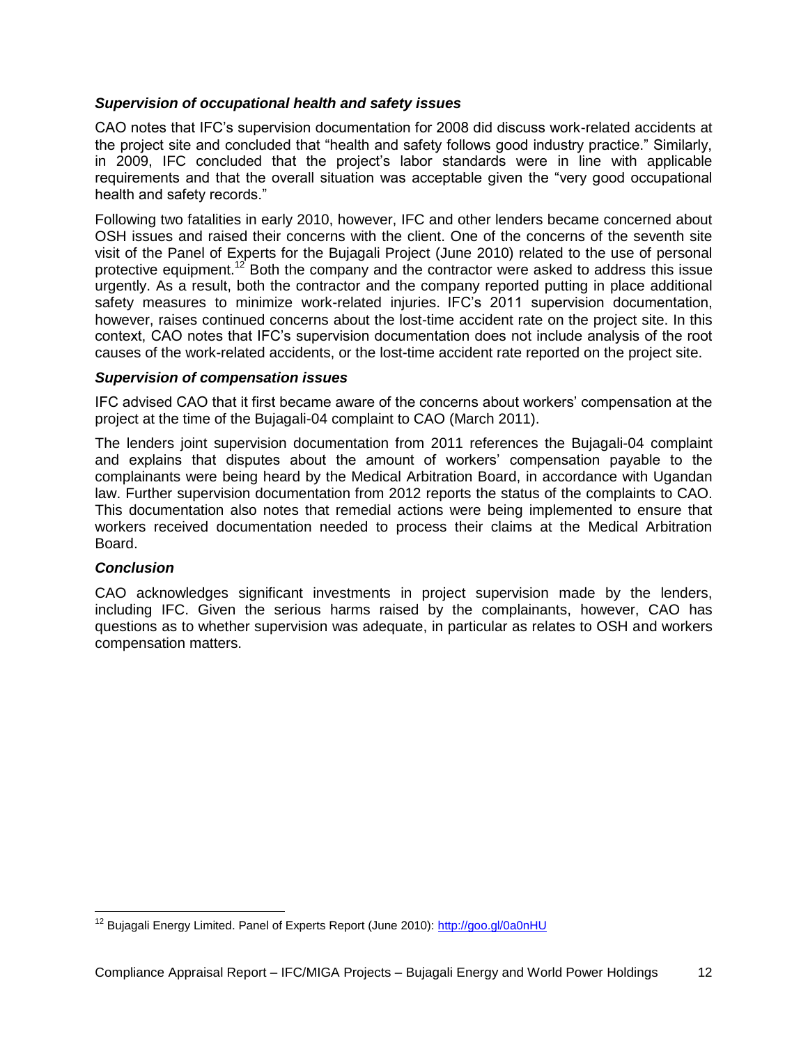### *Supervision of occupational health and safety issues*

CAO notes that IFC's supervision documentation for 2008 did discuss work-related accidents at the project site and concluded that "health and safety follows good industry practice." Similarly, in 2009, IFC concluded that the project's labor standards were in line with applicable requirements and that the overall situation was acceptable given the "very good occupational health and safety records."

Following two fatalities in early 2010, however, IFC and other lenders became concerned about OSH issues and raised their concerns with the client. One of the concerns of the seventh site visit of the Panel of Experts for the Bujagali Project (June 2010) related to the use of personal protective equipment.[12] Both the company and the contractor were asked to address this issue urgently. As a result, both the contractor and the company reported putting in place additional safety measures to minimize work-related injuries. IFC's 2011 supervision documentation, however, raises continued concerns about the lost-time accident rate on the project site. In this context, CAO notes that IFC's supervision documentation does not include analysis of the root causes of the work-related accidents, or the lost-time accident rate reported on the project site.

### *Supervision of compensation issues*

IFC advised CAO that it first became aware of the concerns about workers' compensation at the project at the time of the Bujagali-04 complaint to CAO (March 2011).

The lenders joint supervision documentation from 2011 references the Bujagali-04 complaint and explains that disputes about the amount of workers' compensation payable to the complainants were being heard by the Medical Arbitration Board, in accordance with Ugandan law. Further supervision documentation from 2012 reports the status of the complaints to CAO. This documentation also notes that remedial actions were being implemented to ensure that workers received documentation needed to process their claims at the Medical Arbitration Board.

### *Conclusion*

CAO acknowledges significant investments in project supervision made by the lenders, including IFC. Given the serious harms raised by the complainants, however, CAO has questions as to whether supervision was adequate, in particular as relates to OSH and workers compensation matters.

---

[12] Bujagali Energy Limited. Panel of Experts Report (June 2010): http://goo.gl/0a0nHU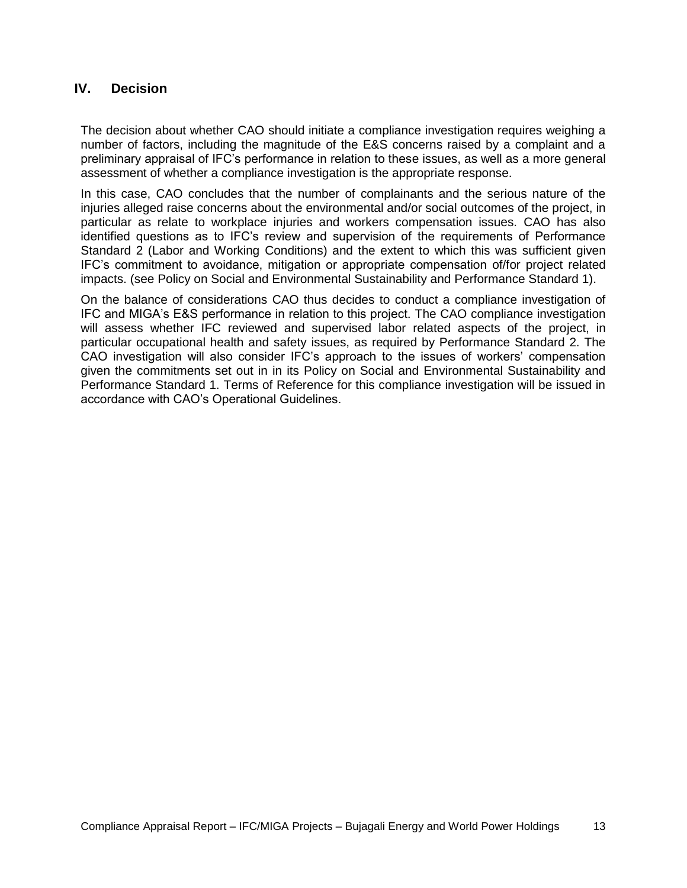## IV. Decision

The decision about whether CAO should initiate a compliance investigation requires weighing a number of factors, including the magnitude of the E&S concerns raised by a complaint and a preliminary appraisal of IFC's performance in relation to these issues, as well as a more general assessment of whether a compliance investigation is the appropriate response.

In this case, CAO concludes that the number of complainants and the serious nature of the injuries alleged raise concerns about the environmental and/or social outcomes of the project, in particular as relate to workplace injuries and workers compensation issues. CAO has also identified questions as to IFC's review and supervision of the requirements of Performance Standard 2 (Labor and Working Conditions) and the extent to which this was sufficient given IFC's commitment to avoidance, mitigation or appropriate compensation of/for project related impacts. (see Policy on Social and Environmental Sustainability and Performance Standard 1).

On the balance of considerations CAO thus decides to conduct a compliance investigation of IFC and MIGA's E&S performance in relation to this project. The CAO compliance investigation will assess whether IFC reviewed and supervised labor related aspects of the project, in particular occupational health and safety issues, as required by Performance Standard 2. The CAO investigation will also consider IFC's approach to the issues of workers' compensation given the commitments set out in in its Policy on Social and Environmental Sustainability and Performance Standard 1. Terms of Reference for this compliance investigation will be issued in accordance with CAO's Operational Guidelines.